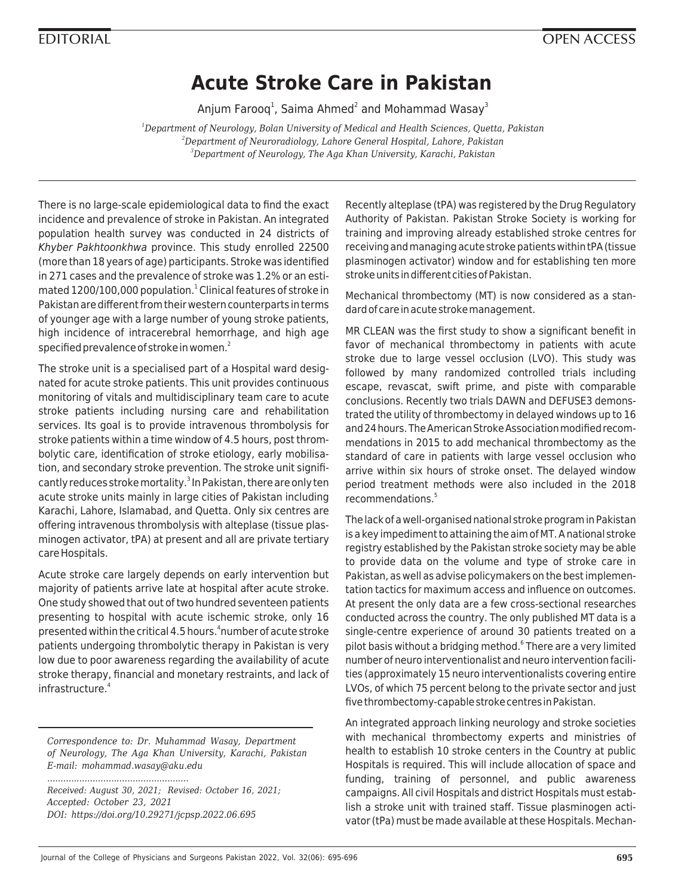EDITORIAL

OPEN ACCESS

# Acute Stroke Care in Pakistan

Anjum Farooq[1], Saima Ahmed[2] and Mohammad Wasay[3]

[1]*Department of Neurology, Bolan University of Medical and Health Sciences, Quetta, Pakistan*
[2]*Department of Neuroradiology, Lahore General Hospital, Lahore, Pakistan*
[3]*Department of Neurology, The Aga Khan University, Karachi, Pakistan*

There is no large-scale epidemiological data to find the exact incidence and prevalence of stroke in Pakistan. An integrated population health survey was conducted in 24 districts of *Khyber Pakhtoonkhwa* province. This study enrolled 22500 (more than 18 years of age) participants. Stroke was identified in 271 cases and the prevalence of stroke was 1.2% or an estimated 1200/100,000 population.[1] Clinical features of stroke in Pakistan are different from their western counterparts in terms of younger age with a large number of young stroke patients, high incidence of intracerebral hemorrhage, and high age specified prevalence of stroke in women.[2]

The stroke unit is a specialised part of a Hospital ward designated for acute stroke patients. This unit provides continuous monitoring of vitals and multidisciplinary team care to acute stroke patients including nursing care and rehabilitation services. Its goal is to provide intravenous thrombolysis for stroke patients within a time window of 4.5 hours, post thrombolytic care, identification of stroke etiology, early mobilisation, and secondary stroke prevention. The stroke unit significantly reduces stroke mortality.[3] In Pakistan, there are only ten acute stroke units mainly in large cities of Pakistan including Karachi, Lahore, Islamabad, and Quetta. Only six centres are offering intravenous thrombolysis with alteplase (tissue plasminogen activator, tPA) at present and all are private tertiary care Hospitals.

Acute stroke care largely depends on early intervention but majority of patients arrive late at hospital after acute stroke. One study showed that out of two hundred seventeen patients presenting to hospital with acute ischemic stroke, only 16 presented within the critical 4.5 hours.[4]number of acute stroke patients undergoing thrombolytic therapy in Pakistan is very low due to poor awareness regarding the availability of acute stroke therapy, financial and monetary restraints, and lack of infrastructure.[4]

*Correspondence to: Dr. Muhammad Wasay, Department of Neurology, The Aga Khan University, Karachi, Pakistan E-mail: mohammad.wasay@aku.edu*

*Received: August 30, 2021; Revised: October 16, 2021; Accepted: October 23, 2021*
*DOI: https://doi.org/10.29271/jcpsp.2022.06.695*

Recently alteplase (tPA) was registered by the Drug Regulatory Authority of Pakistan. Pakistan Stroke Society is working for training and improving already established stroke centres for receiving and managing acute stroke patients within tPA (tissue plasminogen activator) window and for establishing ten more stroke units in different cities of Pakistan.

Mechanical thrombectomy (MT) is now considered as a standard of care in acute stroke management.

MR CLEAN was the first study to show a significant benefit in favor of mechanical thrombectomy in patients with acute stroke due to large vessel occlusion (LVO). This study was followed by many randomized controlled trials including escape, revascat, swift prime, and piste with comparable conclusions. Recently two trials DAWN and DEFUSE3 demonstrated the utility of thrombectomy in delayed windows up to 16 and 24 hours. The American Stroke Association modified recommendations in 2015 to add mechanical thrombectomy as the standard of care in patients with large vessel occlusion who arrive within six hours of stroke onset. The delayed window period treatment methods were also included in the 2018 recommendations.[5]

The lack of a well-organised national stroke program in Pakistan is a key impediment to attaining the aim of MT. A national stroke registry established by the Pakistan stroke society may be able to provide data on the volume and type of stroke care in Pakistan, as well as advise policymakers on the best implementation tactics for maximum access and influence on outcomes. At present the only data are a few cross-sectional researches conducted across the country. The only published MT data is a single-centre experience of around 30 patients treated on a pilot basis without a bridging method.[6] There are a very limited number of neuro interventionalist and neuro intervention facilities (approximately 15 neuro interventionalists covering entire LVOs, of which 75 percent belong to the private sector and just five thrombectomy-capable stroke centres in Pakistan.

An integrated approach linking neurology and stroke societies with mechanical thrombectomy experts and ministries of health to establish 10 stroke centers in the Country at public Hospitals is required. This will include allocation of space and funding, training of personnel, and public awareness campaigns. All civil Hospitals and district Hospitals must establish a stroke unit with trained staff. Tissue plasminogen activator (tPa) must be made available at these Hospitals. Mechan-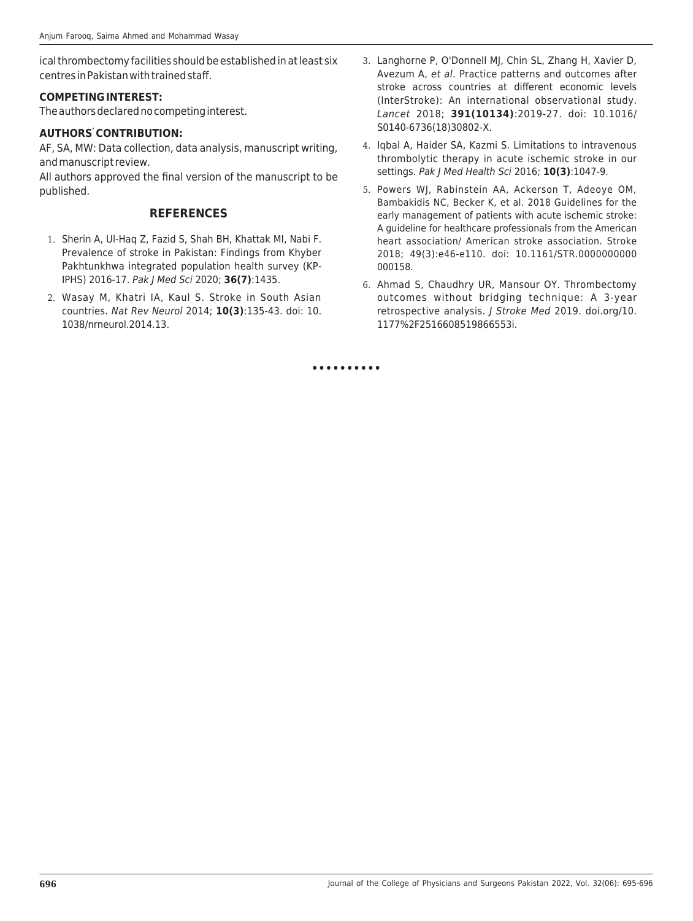ical thrombectomy facilities should be established in at least six centres in Pakistan with trained staff.

**COMPETING INTEREST:**

The authors declared no competing interest.

**AUTHORS' CONTRIBUTION:**

AF, SA, MW: Data collection, data analysis, manuscript writing, and manuscript review.

All authors approved the final version of the manuscript to be published.

## REFERENCES

1. Sherin A, Ul-Haq Z, Fazid S, Shah BH, Khattak MI, Nabi F. Prevalence of stroke in Pakistan: Findings from Khyber Pakhtunkhwa integrated population health survey (KP-IPHS) 2016-17. *Pak J Med Sci* 2020; **36(7)**:1435.
2. Wasay M, Khatri IA, Kaul S. Stroke in South Asian countries. *Nat Rev Neurol* 2014; **10(3)**:135-43. doi: 10.1038/nrneurol.2014.13.
3. Langhorne P, O'Donnell MJ, Chin SL, Zhang H, Xavier D, Avezum A, *et al*. Practice patterns and outcomes after stroke across countries at different economic levels (InterStroke): An international observational study. *Lancet* 2018; **391(10134)**:2019-27. doi: 10.1016/S0140-6736(18)30802-X.
4. Iqbal A, Haider SA, Kazmi S. Limitations to intravenous thrombolytic therapy in acute ischemic stroke in our settings. *Pak J Med Health Sci* 2016; **10(3)**:1047-9.
5. Powers WJ, Rabinstein AA, Ackerson T, Adeoye OM, Bambakidis NC, Becker K, et al. 2018 Guidelines for the early management of patients with acute ischemic stroke: A guideline for healthcare professionals from the American heart association/ American stroke association. Stroke 2018; 49(3):e46-e110. doi: 10.1161/STR.0000000000000158.
6. Ahmad S, Chaudhry UR, Mansour OY. Thrombectomy outcomes without bridging technique: A 3-year retrospective analysis. *J Stroke Med* 2019. doi.org/10.1177%2F2516608519866553i.

••••••••••